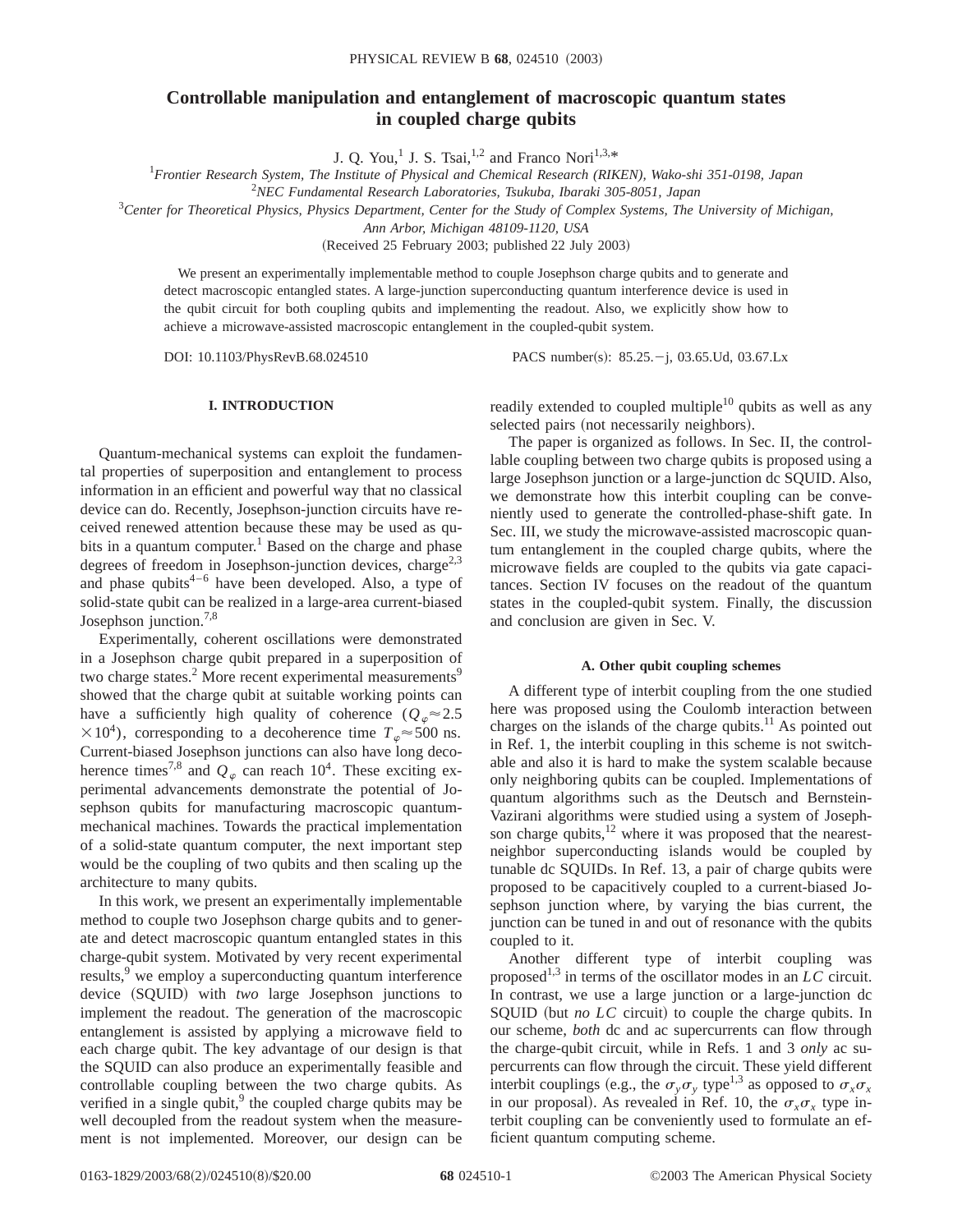# Controllable manipulation and entanglement of macroscopic quantum states in coupled charge qubits

J. Q. You,[1] J. S. Tsai,[1,2] and Franco Nori[1,3,*]

[1]*Frontier Research System, The Institute of Physical and Chemical Research (RIKEN), Wako-shi 351-0198, Japan*
[2]*NEC Fundamental Research Laboratories, Tsukuba, Ibaraki 305-8051, Japan*
[3]*Center for Theoretical Physics, Physics Department, Center for the Study of Complex Systems, The University of Michigan, Ann Arbor, Michigan 48109-1120, USA*

(Received 25 February 2003; published 22 July 2003)

We present an experimentally implementable method to couple Josephson charge qubits and to generate and detect macroscopic entangled states. A large-junction superconducting quantum interference device is used in the qubit circuit for both coupling qubits and implementing the readout. Also, we explicitly show how to achieve a microwave-assisted macroscopic entanglement in the coupled-qubit system.

DOI: 10.1103/PhysRevB.68.024510 PACS number(s): 85.25.−j, 03.65.Ud, 03.67.Lx

## I. INTRODUCTION

Quantum-mechanical systems can exploit the fundamental properties of superposition and entanglement to process information in an efficient and powerful way that no classical device can do. Recently, Josephson-junction circuits have received renewed attention because these may be used as qubits in a quantum computer.[1] Based on the charge and phase degrees of freedom in Josephson-junction devices, charge[2,3] and phase qubits[4–6] have been developed. Also, a type of solid-state qubit can be realized in a large-area current-biased Josephson junction.[7,8]

Experimentally, coherent oscillations were demonstrated in a Josephson charge qubit prepared in a superposition of two charge states.[2] More recent experimental measurements[9] showed that the charge qubit at suitable working points can have a sufficiently high quality of coherence ($Q_\varphi \approx 2.5 \times 10^4$), corresponding to a decoherence time $T_\varphi \approx 500$ ns. Current-biased Josephson junctions can also have long decoherence times[7,8] and $Q_\varphi$ can reach $10^4$. These exciting experimental advancements demonstrate the potential of Josephson qubits for manufacturing macroscopic quantum-mechanical machines. Towards the practical implementation of a solid-state quantum computer, the next important step would be the coupling of two qubits and then scaling up the architecture to many qubits.

In this work, we present an experimentally implementable method to couple two Josephson charge qubits and to generate and detect macroscopic quantum entangled states in this charge-qubit system. Motivated by very recent experimental results,[9] we employ a superconducting quantum interference device (SQUID) with *two* large Josephson junctions to implement the readout. The generation of the macroscopic entanglement is assisted by applying a microwave field to each charge qubit. The key advantage of our design is that the SQUID can also produce an experimentally feasible and controllable coupling between the two charge qubits. As verified in a single qubit,[9] the coupled charge qubits may be well decoupled from the readout system when the measurement is not implemented. Moreover, our design can be readily extended to coupled multiple[10] qubits as well as any selected pairs (not necessarily neighbors).

The paper is organized as follows. In Sec. II, the controllable coupling between two charge qubits is proposed using a large Josephson junction or a large-junction dc SQUID. Also, we demonstrate how this interbit coupling can be conveniently used to generate the controlled-phase-shift gate. In Sec. III, we study the microwave-assisted macroscopic quantum entanglement in the coupled charge qubits, where the microwave fields are coupled to the qubits via gate capacitances. Section IV focuses on the readout of the quantum states in the coupled-qubit system. Finally, the discussion and conclusion are given in Sec. V.

### A. Other qubit coupling schemes

A different type of interbit coupling from the one studied here was proposed using the Coulomb interaction between charges on the islands of the charge qubits.[11] As pointed out in Ref. 1, the interbit coupling in this scheme is not switchable and also it is hard to make the system scalable because only neighboring qubits can be coupled. Implementations of quantum algorithms such as the Deutsch and Bernstein-Vazirani algorithms were studied using a system of Josephson charge qubits,[12] where it was proposed that the nearest-neighbor superconducting islands would be coupled by tunable dc SQUIDs. In Ref. 13, a pair of charge qubits were proposed to be capacitively coupled to a current-biased Josephson junction where, by varying the bias current, the junction can be tuned in and out of resonance with the qubits coupled to it.

Another different type of interbit coupling was proposed[1,3] in terms of the oscillator modes in an *LC* circuit. In contrast, we use a large junction or a large-junction dc SQUID (but *no LC* circuit) to couple the charge qubits. In our scheme, *both* dc and ac supercurrents can flow through the charge-qubit circuit, while in Refs. 1 and 3 *only* ac supercurrents can flow through the circuit. These yield different interbit couplings (e.g., the $\sigma_y\sigma_y$ type[1,3] as opposed to $\sigma_x\sigma_x$ in our proposal). As revealed in Ref. 10, the $\sigma_x\sigma_x$ type interbit coupling can be conveniently used to formulate an efficient quantum computing scheme.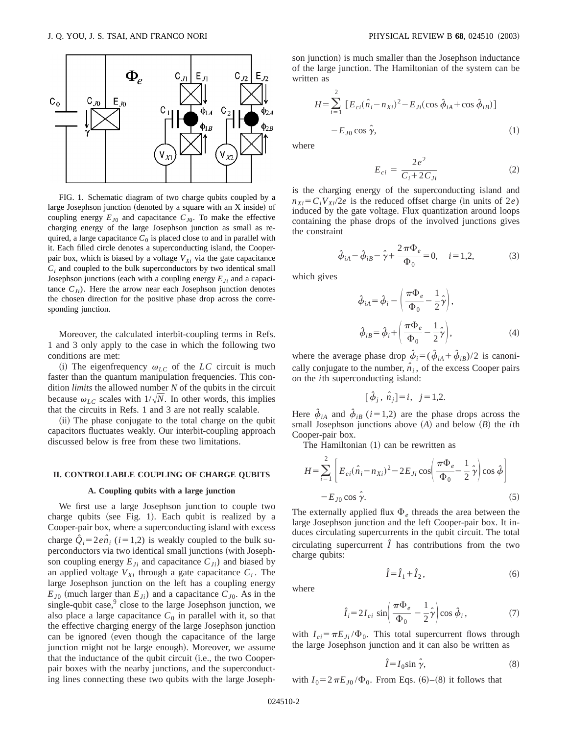FIG. 1. Schematic diagram of two charge qubits coupled by a large Josephson junction (denoted by a square with an X inside) of coupling energy $E_{J0}$ and capacitance $C_{J0}$. To make the effective charging energy of the large Josephson junction as small as required, a large capacitance $C_0$ is placed close to and in parallel with it. Each filled circle denotes a superconducting island, the Cooper-pair box, which is biased by a voltage $V_{Xi}$ via the gate capacitance $C_i$ and coupled to the bulk superconductors by two identical small Josephson junctions (each with a coupling energy $E_{Ji}$ and a capacitance $C_{Ji}$). Here the arrow near each Josephson junction denotes the chosen direction for the positive phase drop across the corresponding junction.

Moreover, the calculated interbit-coupling terms in Refs. 1 and 3 only apply to the case in which the following two conditions are met:

(i) The eigenfrequency $\omega_{LC}$ of the $LC$ circuit is much faster than the quantum manipulation frequencies. This condition *limits* the allowed number $N$ of the qubits in the circuit because $\omega_{LC}$ scales with $1/\sqrt{N}$. In other words, this implies that the circuits in Refs. 1 and 3 are not really scalable.

(ii) The phase conjugate to the total charge on the qubit capacitors fluctuates weakly. Our interbit-coupling approach discussed below is free from these two limitations.

## II. CONTROLLABLE COUPLING OF CHARGE QUBITS

### A. Coupling qubits with a large junction

We first use a large Josephson junction to couple two charge qubits (see Fig. 1). Each qubit is realized by a Cooper-pair box, where a superconducting island with excess charge $\hat{Q}_i = 2e\hat{n}_i$ ($i=1,2$) is weakly coupled to the bulk superconductors via two identical small junctions (with Josephson coupling energy $E_{Ji}$ and capacitance $C_{Ji}$) and biased by an applied voltage $V_{Xi}$ through a gate capacitance $C_i$. The large Josephson junction on the left has a coupling energy $E_{J0}$ (much larger than $E_{Ji}$) and a capacitance $C_{J0}$. As in the single-qubit case,[9] close to the large Josephson junction, we also place a large capacitance $C_0$ in parallel with it, so that the effective charging energy of the large Josephson junction can be ignored (even though the capacitance of the large junction might not be large enough). Moreover, we assume that the inductance of the qubit circuit (i.e., the two Cooper-pair boxes with the nearby junctions, and the superconducting lines connecting these two qubits with the large Josephson junction) is much smaller than the Josephson inductance of the large junction. The Hamiltonian of the system can be written as

$$H = \sum_{i=1}^{2} [E_{ci}(\hat{n}_i - n_{Xi})^2 - E_{Ji}(\cos\hat{\phi}_{iA} + \cos\hat{\phi}_{iB})] - E_{J0}\cos\hat{\gamma}, \tag{1}$$

where

$$E_{ci} = \frac{2e^2}{C_i + 2C_{Ji}} \tag{2}$$

is the charging energy of the superconducting island and $n_{Xi} = C_i V_{Xi}/2e$ is the reduced offset charge (in units of $2e$) induced by the gate voltage. Flux quantization around loops containing the phase drops of the involved junctions gives the constraint

$$\hat{\phi}_{iA} - \hat{\phi}_{iB} - \hat{\gamma} + \frac{2\pi\Phi_e}{\Phi_0} = 0, \quad i=1,2, \tag{3}$$

which gives

$$\hat{\phi}_{iA} = \hat{\phi}_i - \left(\frac{\pi\Phi_e}{\Phi_0} - \frac{1}{2}\hat{\gamma}\right),$$

$$\hat{\phi}_{iB} = \hat{\phi}_i + \left(\frac{\pi\Phi_e}{\Phi_0} - \frac{1}{2}\hat{\gamma}\right), \tag{4}$$

where the average phase drop $\hat{\phi}_i = (\hat{\phi}_{iA} + \hat{\phi}_{iB})/2$ is canonically conjugate to the number, $\hat{n}_i$, of the excess Cooper pairs on the $i$th superconducting island:

$$[\hat{\phi}_j, \hat{n}_j] = i, \quad j=1,2.$$

Here $\hat{\phi}_{iA}$ and $\hat{\phi}_{iB}$ ($i=1,2$) are the phase drops across the small Josephson junctions above ($A$) and below ($B$) the $i$th Cooper-pair box.

The Hamiltonian (1) can be rewritten as

$$H = \sum_{i=1}^{2} \left[E_{ci}(\hat{n}_i - n_{Xi})^2 - 2E_{Ji}\cos\left(\frac{\pi\Phi_e}{\Phi_0} - \frac{1}{2}\hat{\gamma}\right)\cos\hat{\phi}\right] - E_{J0}\cos\hat{\gamma}. \tag{5}$$

The externally applied flux $\Phi_e$ threads the area between the large Josephson junction and the left Cooper-pair box. It induces circulating supercurrents in the qubit circuit. The total circulating supercurrent $\hat{I}$ has contributions from the two charge qubits:

$$\hat{I} = \hat{I}_1 + \hat{I}_2, \tag{6}$$

where

$$\hat{I}_i = 2I_{ci}\sin\left(\frac{\pi\Phi_e}{\Phi_0} - \frac{1}{2}\hat{\gamma}\right)\cos\hat{\phi}_i, \tag{7}$$

with $I_{ci} = \pi E_{Ji}/\Phi_0$. This total supercurrent flows through the large Josephson junction and it can also be written as

$$\hat{I} = I_0 \sin\hat{\gamma}, \tag{8}$$

with $I_0 = 2\pi E_{J0}/\Phi_0$. From Eqs. (6)–(8) it follows that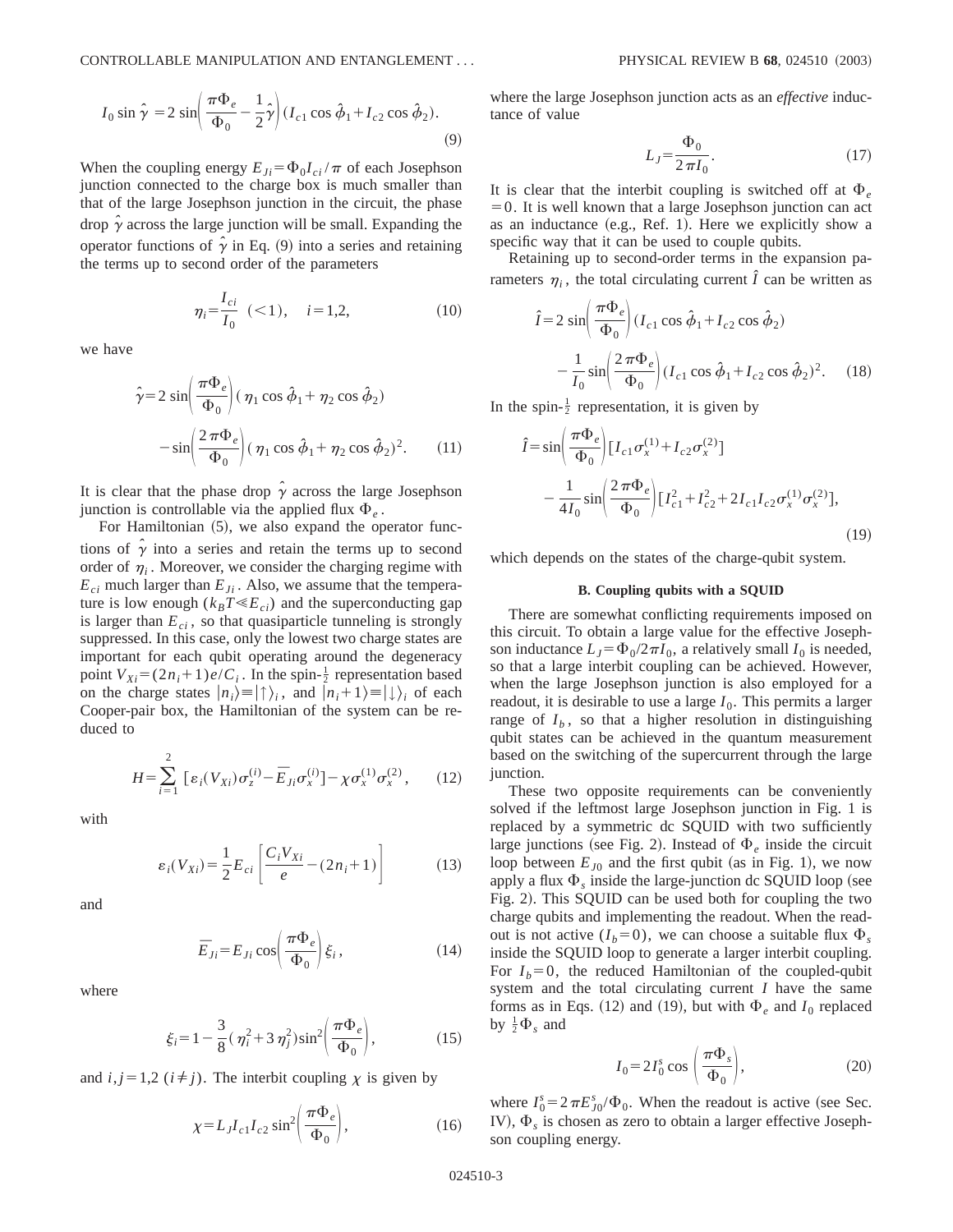$$I_0 \sin \hat{\gamma} = 2 \sin\left(\frac{\pi\Phi_e}{\Phi_0} - \frac{1}{2}\hat{\gamma}\right)(I_{c1}\cos\hat{\phi}_1 + I_{c2}\cos\hat{\phi}_2). \tag{9}$$

When the coupling energy $E_{Ji} = \Phi_0 I_{ci}/\pi$ of each Josephson junction connected to the charge box is much smaller than that of the large Josephson junction in the circuit, the phase drop $\hat{\gamma}$ across the large junction will be small. Expanding the operator functions of $\hat{\gamma}$ in Eq. (9) into a series and retaining the terms up to second order of the parameters

$$\eta_i = \frac{I_{ci}}{I_0} \quad (<1), \quad i = 1,2, \tag{10}$$

we have

$$\hat{\gamma} = 2 \sin\left(\frac{\pi\Phi_e}{\Phi_0}\right)(\eta_1 \cos\hat{\phi}_1 + \eta_2 \cos\hat{\phi}_2) - \sin\left(\frac{2\pi\Phi_e}{\Phi_0}\right)(\eta_1\cos\hat{\phi}_1 + \eta_2\cos\hat{\phi}_2)^2. \tag{11}$$

It is clear that the phase drop $\hat{\gamma}$ across the large Josephson junction is controllable via the applied flux $\Phi_e$.

For Hamiltonian (5), we also expand the operator functions of $\hat{\gamma}$ into a series and retain the terms up to second order of $\eta_i$. Moreover, we consider the charging regime with $E_{ci}$ much larger than $E_{Ji}$. Also, we assume that the temperature is low enough ($k_B T \ll E_{ci}$) and the superconducting gap is larger than $E_{ci}$, so that quasiparticle tunneling is strongly suppressed. In this case, only the lowest two charge states are important for each qubit operating around the degeneracy point $V_{Xi} = (2n_i + 1)e/C_i$. In the spin-$\frac{1}{2}$ representation based on the charge states $|n_i\rangle \equiv |\uparrow\rangle_i$, and $|n_i + 1\rangle \equiv |\downarrow\rangle_i$ of each Cooper-pair box, the Hamiltonian of the system can be reduced to

$$H = \sum_{i=1}^{2} [\varepsilon_i(V_{Xi})\sigma_z^{(i)} - \bar{E}_{Ji}\sigma_x^{(i)}] - \chi\sigma_x^{(1)}\sigma_x^{(2)}, \tag{12}$$

with

$$\varepsilon_i(V_{Xi}) = \frac{1}{2}E_{ci}\left[\frac{C_i V_{Xi}}{e} - (2n_i + 1)\right] \tag{13}$$

and

$$\bar{E}_{Ji} = E_{Ji}\cos\left(\frac{\pi\Phi_e}{\Phi_0}\right)\xi_i, \tag{14}$$

where

$$\xi_i = 1 - \frac{3}{8}(\eta_i^2 + 3\eta_j^2)\sin^2\left(\frac{\pi\Phi_e}{\Phi_0}\right), \tag{15}$$

and $i, j = 1,2$ ($i \neq j$). The interbit coupling $\chi$ is given by

$$\chi = L_J I_{c1} I_{c2} \sin^2\left(\frac{\pi\Phi_e}{\Phi_0}\right), \tag{16}$$

where the large Josephson junction acts as an *effective* inductance of value

$$L_J = \frac{\Phi_0}{2\pi I_0}. \tag{17}$$

It is clear that the interbit coupling is switched off at $\Phi_e = 0$. It is well known that a large Josephson junction can act as an inductance (e.g., Ref. 1). Here we explicitly show a specific way that it can be used to couple qubits.

Retaining up to second-order terms in the expansion parameters $\eta_i$, the total circulating current $\hat{I}$ can be written as

$$\hat{I} = 2\sin\left(\frac{\pi\Phi_e}{\Phi_0}\right)(I_{c1}\cos\hat{\phi}_1 + I_{c2}\cos\hat{\phi}_2) - \frac{1}{I_0}\sin\left(\frac{2\pi\Phi_e}{\Phi_0}\right)(I_{c1}\cos\hat{\phi}_1 + I_{c2}\cos\hat{\phi}_2)^2. \tag{18}$$

In the spin-$\frac{1}{2}$ representation, it is given by

$$\hat{I} = \sin\left(\frac{\pi\Phi_e}{\Phi_0}\right)[I_{c1}\sigma_x^{(1)} + I_{c2}\sigma_x^{(2)}] - \frac{1}{4I_0}\sin\left(\frac{2\pi\Phi_e}{\Phi_0}\right)[I_{c1}^2 + I_{c2}^2 + 2I_{c1}I_{c2}\sigma_x^{(1)}\sigma_x^{(2)}], \tag{19}$$

which depends on the states of the charge-qubit system.

### B. Coupling qubits with a SQUID

There are somewhat conflicting requirements imposed on this circuit. To obtain a large value for the effective Josephson inductance $L_J = \Phi_0/2\pi I_0$, a relatively small $I_0$ is needed, so that a large interbit coupling can be achieved. However, when the large Josephson junction is also employed for a readout, it is desirable to use a large $I_0$. This permits a larger range of $I_b$, so that a higher resolution in distinguishing qubit states can be achieved in the quantum measurement based on the switching of the supercurrent through the large junction.

These two opposite requirements can be conveniently solved if the leftmost large Josephson junction in Fig. 1 is replaced by a symmetric dc SQUID with two sufficiently large junctions (see Fig. 2). Instead of $\Phi_e$ inside the circuit loop between $E_{J0}$ and the first qubit (as in Fig. 1), we now apply a flux $\Phi_s$ inside the large-junction dc SQUID loop (see Fig. 2). This SQUID can be used both for coupling the two charge qubits and implementing the readout. When the readout is not active ($I_b = 0$), we can choose a suitable flux $\Phi_s$ inside the SQUID loop to generate a larger interbit coupling. For $I_b = 0$, the reduced Hamiltonian of the coupled-qubit system and the total circulating current $I$ have the same forms as in Eqs. (12) and (19), but with $\Phi_e$ and $I_0$ replaced by $\frac{1}{2}\Phi_s$ and

$$I_0 = 2I_0^s \cos\left(\frac{\pi\Phi_s}{\Phi_0}\right), \tag{20}$$

where $I_0^s = 2\pi E_{J0}^s/\Phi_0$. When the readout is active (see Sec. IV), $\Phi_s$ is chosen as zero to obtain a larger effective Josephson coupling energy.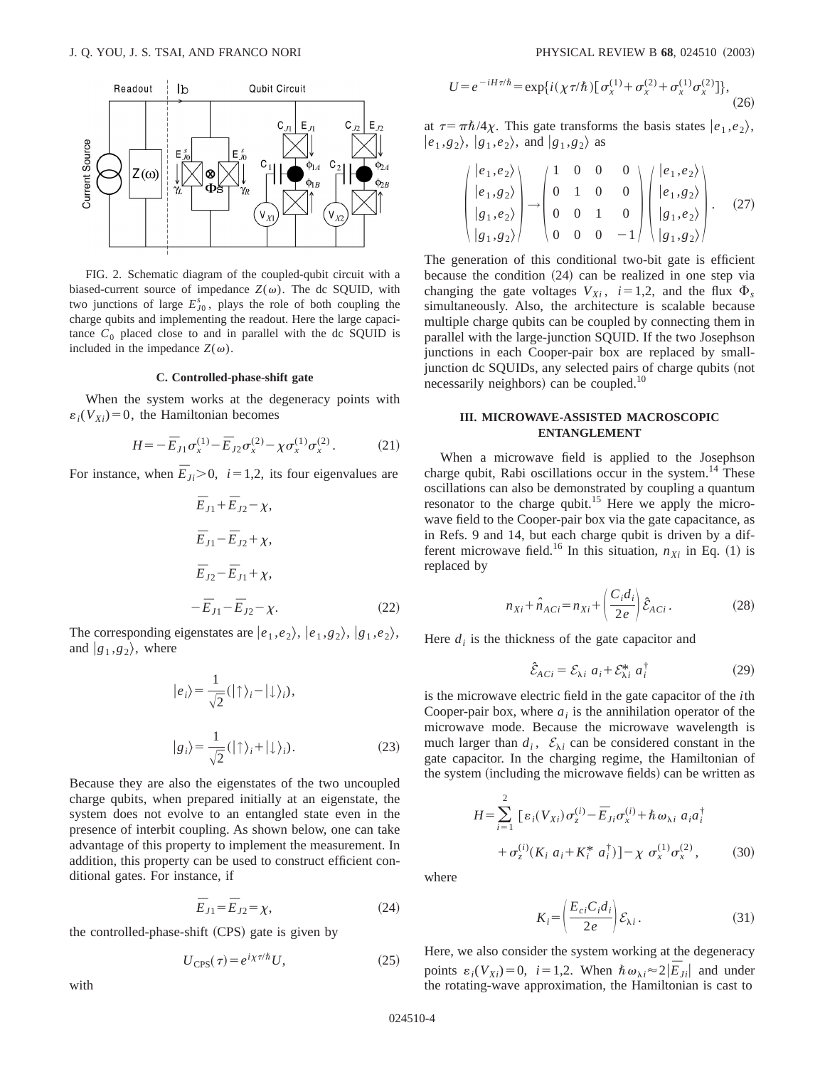FIG. 2. Schematic diagram of the coupled-qubit circuit with a biased-current source of impedance $Z(\omega)$. The dc SQUID, with two junctions of large $E_{J0}^s$, plays the role of both coupling the charge qubits and implementing the readout. Here the large capacitance $C_0$ placed close to and in parallel with the dc SQUID is included in the impedance $Z(\omega)$.

### C. Controlled-phase-shift gate

When the system works at the degeneracy points with $\varepsilon_i(V_{Xi})=0$, the Hamiltonian becomes

$$H=-\bar{E}_{J1}\sigma_x^{(1)}-\bar{E}_{J2}\sigma_x^{(2)}-\chi\sigma_x^{(1)}\sigma_x^{(2)}. \tag{21}$$

For instance, when $\bar{E}_{Ji}>0$, $i=1,2$, its four eigenvalues are

$$\begin{gathered}\bar{E}_{J1}+\bar{E}_{J2}-\chi,\\ \bar{E}_{J1}-\bar{E}_{J2}+\chi,\\ \bar{E}_{J2}-\bar{E}_{J1}+\chi,\\ -\bar{E}_{J1}-\bar{E}_{J2}-\chi.\end{gathered} \tag{22}$$

The corresponding eigenstates are $|e_1,e_2\rangle$, $|e_1,g_2\rangle$, $|g_1,e_2\rangle$, and $|g_1,g_2\rangle$, where

$$|e_i\rangle=\frac{1}{\sqrt{2}}(|\uparrow\rangle_i-|\downarrow\rangle_i),$$

$$|g_i\rangle=\frac{1}{\sqrt{2}}(|\uparrow\rangle_i+|\downarrow\rangle_i). \tag{23}$$

Because they are also the eigenstates of the two uncoupled charge qubits, when prepared initially at an eigenstate, the system does not evolve to an entangled state even in the presence of interbit coupling. As shown below, one can take advantage of this property to implement the measurement. In addition, this property can be used to construct efficient conditional gates. For instance, if

$$\bar{E}_{J1}=\bar{E}_{J2}=\chi, \tag{24}$$

the controlled-phase-shift (CPS) gate is given by

$$U_{\mathrm{CPS}}(\tau)=e^{i\chi\tau/\hbar}U, \tag{25}$$

with

$$U=e^{-iH\tau/\hbar}=\exp\{i(\chi\tau/\hbar)[\sigma_x^{(1)}+\sigma_x^{(2)}+\sigma_x^{(1)}\sigma_x^{(2)}]\}, \tag{26}$$

at $\tau=\pi\hbar/4\chi$. This gate transforms the basis states $|e_1,e_2\rangle$, $|e_1,g_2\rangle$, $|g_1,e_2\rangle$, and $|g_1,g_2\rangle$ as

$$\begin{pmatrix}|e_1,e_2\rangle\\|e_1,g_2\rangle\\|g_1,e_2\rangle\\|g_1,g_2\rangle\end{pmatrix}\rightarrow\begin{pmatrix}1&0&0&0\\0&1&0&0\\0&0&1&0\\0&0&0&-1\end{pmatrix}\begin{pmatrix}|e_1,e_2\rangle\\|e_1,g_2\rangle\\|g_1,e_2\rangle\\|g_1,g_2\rangle\end{pmatrix}. \tag{27}$$

The generation of this conditional two-bit gate is efficient because the condition (24) can be realized in one step via changing the gate voltages $V_{Xi}$, $i=1,2$, and the flux $\Phi_s$ simultaneously. Also, the architecture is scalable because multiple charge qubits can be coupled by connecting them in parallel with the large-junction SQUID. If the two Josephson junctions in each Cooper-pair box are replaced by small-junction dc SQUIDs, any selected pairs of charge qubits (not necessarily neighbors) can be coupled.[10]

## III. MICROWAVE-ASSISTED MACROSCOPIC ENTANGLEMENT

When a microwave field is applied to the Josephson charge qubit, Rabi oscillations occur in the system.[14] These oscillations can also be demonstrated by coupling a quantum resonator to the charge qubit.[15] Here we apply the microwave field to the Cooper-pair box via the gate capacitance, as in Refs. 9 and 14, but each charge qubit is driven by a different microwave field.[16] In this situation, $n_{Xi}$ in Eq. (1) is replaced by

$$n_{Xi}+\hat{n}_{ACi}=n_{Xi}+\left(\frac{C_i d_i}{2e}\right)\hat{\mathcal{E}}_{ACi}. \tag{28}$$

Here $d_i$ is the thickness of the gate capacitor and

$$\hat{\mathcal{E}}_{ACi}=\mathcal{E}_{\lambda i}\,a_i+\mathcal{E}_{\lambda i}^{*}\,a_i^{\dagger} \tag{29}$$

is the microwave electric field in the gate capacitor of the $i$th Cooper-pair box, where $a_i$ is the annihilation operator of the microwave mode. Because the microwave wavelength is much larger than $d_i$, $\mathcal{E}_{\lambda i}$ can be considered constant in the gate capacitor. In the charging regime, the Hamiltonian of the system (including the microwave fields) can be written as

$$\begin{aligned}H=\sum_{i=1}^{2}\,[\,&\varepsilon_i(V_{Xi})\sigma_z^{(i)}-\bar{E}_{Ji}\sigma_x^{(i)}+\hbar\omega_{\lambda i}\,a_i a_i^{\dagger}\\&+\sigma_z^{(i)}(K_i\,a_i+K_i^{*}\,a_i^{\dagger})]-\chi\,\sigma_x^{(1)}\sigma_x^{(2)},\end{aligned} \tag{30}$$

where

$$K_i=\left(\frac{E_{ci}C_i d_i}{2e}\right)\mathcal{E}_{\lambda i}. \tag{31}$$

Here, we also consider the system working at the degeneracy points $\varepsilon_i(V_{Xi})=0$, $i=1,2$. When $\hbar\omega_{\lambda i}\approx 2|\bar{E}_{Ji}|$ and under the rotating-wave approximation, the Hamiltonian is cast to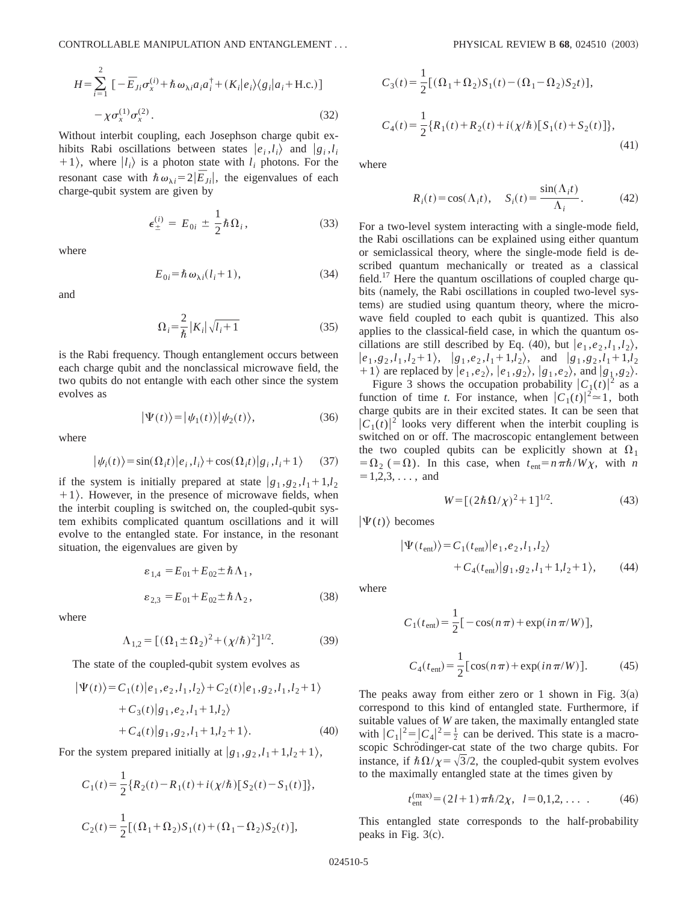$$H=\sum_{i=1}^{2}\left[-\bar{E}_{Ji}\sigma_x^{(i)}+\hbar\omega_{\lambda i}a_i a_i^{\dagger}+(K_i|e_i\rangle\langle g_i|a_i+\text{H.c.})\right]$$
$$-\chi\sigma_x^{(1)}\sigma_x^{(2)}. \tag{32}$$

Without interbit coupling, each Josephson charge qubit exhibits Rabi oscillations between states $|e_i,l_i\rangle$ and $|g_i,l_i+1\rangle$, where $|l_i\rangle$ is a photon state with $l_i$ photons. For the resonant case with $\hbar\omega_{\lambda i}=2|\bar{E}_{Ji}|$, the eigenvalues of each charge-qubit system are given by

$$\epsilon_{\pm}^{(i)}=E_{0i}\pm\frac{1}{2}\hbar\Omega_i, \tag{33}$$

where

$$E_{0i}=\hbar\omega_{\lambda i}(l_i+1), \tag{34}$$

and

$$\Omega_i=\frac{2}{\hbar}|K_i|\sqrt{l_i+1} \tag{35}$$

is the Rabi frequency. Though entanglement occurs between each charge qubit and the nonclassical microwave field, the two qubits do not entangle with each other since the system evolves as

$$|\Psi(t)\rangle=|\psi_1(t)\rangle|\psi_2(t)\rangle, \tag{36}$$

where

$$|\psi_i(t)\rangle=\sin(\Omega_i t)|e_i,l_i\rangle+\cos(\Omega_i t)|g_i,l_i+1\rangle \tag{37}$$

if the system is initially prepared at state $|g_1,g_2,l_1+1,l_2+1\rangle$. However, in the presence of microwave fields, when the interbit coupling is switched on, the coupled-qubit system exhibits complicated quantum oscillations and it will evolve to the entangled state. For instance, in the resonant situation, the eigenvalues are given by

$$\varepsilon_{1,4}=E_{01}+E_{02}\pm\hbar\Lambda_1,$$
$$\varepsilon_{2,3}=E_{01}+E_{02}\pm\hbar\Lambda_2, \tag{38}$$

where

$$\Lambda_{1,2}=[(\Omega_1\pm\Omega_2)^2+(\chi/\hbar)^2]^{1/2}. \tag{39}$$

The state of the coupled-qubit system evolves as

$$|\Psi(t)\rangle=C_1(t)|e_1,e_2,l_1,l_2\rangle+C_2(t)|e_1,g_2,l_1,l_2+1\rangle$$
$$+C_3(t)|g_1,e_2,l_1+1,l_2\rangle$$
$$+C_4(t)|g_1,g_2,l_1+1,l_2+1\rangle. \tag{40}$$

For the system prepared initially at $|g_1,g_2,l_1+1,l_2+1\rangle$,

$$C_1(t)=\frac{1}{2}\{R_2(t)-R_1(t)+i(\chi/\hbar)[S_2(t)-S_1(t)]\},$$

$$C_2(t)=\frac{1}{2}[(\Omega_1+\Omega_2)S_1(t)+(\Omega_1-\Omega_2)S_2(t)],$$

$$C_3(t)=\frac{1}{2}[(\Omega_1+\Omega_2)S_1(t)-(\Omega_1-\Omega_2)S_2 t)],$$

$$C_4(t)=\frac{1}{2}\{R_1(t)+R_2(t)+i(\chi/\hbar)[S_1(t)+S_2(t)]\}, \tag{41}$$

where

$$R_i(t)=\cos(\Lambda_i t),\quad S_i(t)=\frac{\sin(\Lambda_i t)}{\Lambda_i}. \tag{42}$$

For a two-level system interacting with a single-mode field, the Rabi oscillations can be explained using either quantum or semiclassical theory, where the single-mode field is described quantum mechanically or treated as a classical field.[17] Here the quantum oscillations of coupled charge qubits (namely, the Rabi oscillations in coupled two-level systems) are studied using quantum theory, where the microwave field coupled to each qubit is quantized. This also applies to the classical-field case, in which the quantum oscillations are still described by Eq. (40), but $|e_1,e_2,l_1,l_2\rangle$, $|e_1,g_2,l_1,l_2+1\rangle$, $|g_1,e_2,l_1+1,l_2\rangle$, and $|g_1,g_2,l_1+1,l_2+1\rangle$ are replaced by $|e_1,e_2\rangle$, $|e_1,g_2\rangle$, $|g_1,e_2\rangle$, and $|g_1,g_2\rangle$.

Figure 3 shows the occupation probability $|C_1(t)|^2$ as a function of time $t$. For instance, when $|C_1(t)|^2\simeq 1$, both charge qubits are in their excited states. It can be seen that $|C_1(t)|^2$ looks very different when the interbit coupling is switched on or off. The macroscopic entanglement between the two coupled qubits can be explicitly shown at $\Omega_1=\Omega_2$ $(=\Omega)$. In this case, when $t_{\text{ent}}=n\pi\hbar/W\chi$, with $n=1,2,3,\ldots$, and

$$W=[(2\hbar\Omega/\chi)^2+1]^{1/2}. \tag{43}$$

$|\Psi(t)\rangle$ becomes

$$|\Psi(t_{\text{ent}})\rangle=C_1(t_{\text{ent}})|e_1,e_2,l_1,l_2\rangle$$
$$+C_4(t_{\text{ent}})|g_1,g_2,l_1+1,l_2+1\rangle, \tag{44}$$

where

$$C_1(t_{\text{ent}})=\frac{1}{2}[-\cos(n\pi)+\exp(in\pi/W)],$$

$$C_4(t_{\text{ent}})=\frac{1}{2}[\cos(n\pi)+\exp(in\pi/W)]. \tag{45}$$

The peaks away from either zero or 1 shown in Fig. 3(a) correspond to this kind of entangled state. Furthermore, if suitable values of $W$ are taken, the maximally entangled state with $|C_1|^2=|C_4|^2=\frac{1}{2}$ can be derived. This state is a macroscopic Schrödinger-cat state of the two charge qubits. For instance, if $\hbar\Omega/\chi=\sqrt{3}/2$, the coupled-qubit system evolves to the maximally entangled state at the times given by

$$t_{\text{ent}}^{(\max)}=(2l+1)\pi\hbar/2\chi,\quad l=0,1,2,\ldots\ . \tag{46}$$

This entangled state corresponds to the half-probability peaks in Fig. 3(c).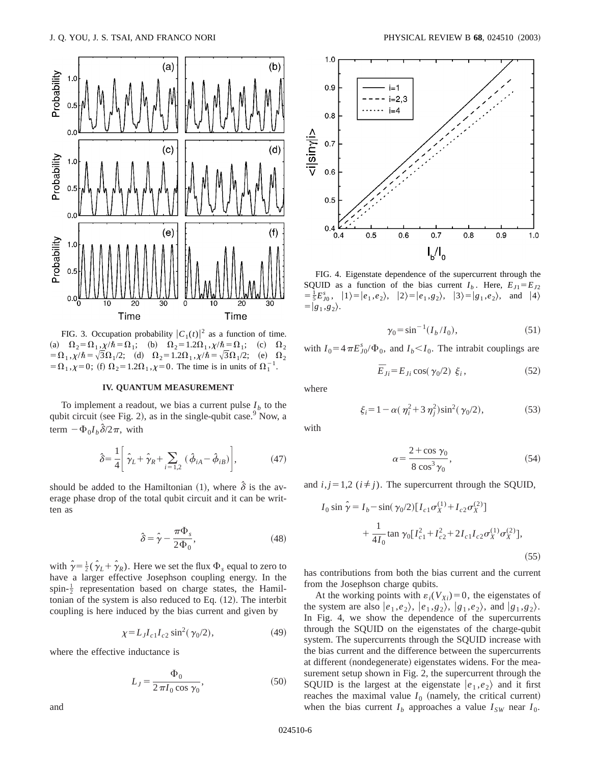FIG. 3. Occupation probability $|C_1(t)|^2$ as a function of time. (a) $\Omega_2=\Omega_1, \chi/\hbar=\Omega_1$; (b) $\Omega_2=1.2\Omega_1, \chi/\hbar=\Omega_1$; (c) $\Omega_2=\Omega_1, \chi/\hbar=\sqrt{3}\Omega_1/2$; (d) $\Omega_2=1.2\Omega_1, \chi/\hbar=\sqrt{3}\Omega_1/2$; (e) $\Omega_2=\Omega_1, \chi=0$; (f) $\Omega_2=1.2\Omega_1, \chi=0$. The time is in units of $\Omega_1^{-1}$.

## IV. QUANTUM MEASUREMENT

To implement a readout, we bias a current pulse $I_b$ to the qubit circuit (see Fig. 2), as in the single-qubit case.[9] Now, a term $-\Phi_0 I_b \hat{\delta}/2\pi$, with

$$\hat{\delta}=\frac{1}{4}\left[\hat{\gamma}_L+\hat{\gamma}_R+\sum_{i=1,2}(\hat{\phi}_{iA}-\hat{\phi}_{iB})\right], \tag{47}$$

should be added to the Hamiltonian (1), where $\hat{\delta}$ is the average phase drop of the total qubit circuit and it can be written as

$$\hat{\delta}=\hat{\gamma}-\frac{\pi\Phi_s}{2\Phi_0}, \tag{48}$$

with $\hat{\gamma}=\frac{1}{2}(\hat{\gamma}_L+\hat{\gamma}_R)$. Here we set the flux $\Phi_s$ equal to zero to have a larger effective Josephson coupling energy. In the spin-$\frac{1}{2}$ representation based on charge states, the Hamiltonian of the system is also reduced to Eq. (12). The interbit coupling is here induced by the bias current and given by

$$\chi=L_J I_{c1} I_{c2}\sin^2(\gamma_0/2), \tag{49}$$

where the effective inductance is

$$L_J=\frac{\Phi_0}{2\pi I_0\cos\gamma_0}, \tag{50}$$

and

$$\gamma_0=\sin^{-1}(I_b/I_0), \tag{51}$$

with $I_0=4\pi E_{J0}^s/\Phi_0$, and $I_b<I_0$. The intrabit couplings are

$$\bar{E}_{Ji}=E_{Ji}\cos(\gamma_0/2)\ \xi_i, \tag{52}$$

where

$$\xi_i=1-\alpha(\eta_i^2+3\eta_j^2)\sin^2(\gamma_0/2), \tag{53}$$

with

$$\alpha=\frac{2+\cos\gamma_0}{8\cos^3\gamma_0}, \tag{54}$$

and $i,j=1,2$ $(i\neq j)$. The supercurrent through the SQUID,

$$I_0\sin\hat{\gamma}=I_b-\sin(\gamma_0/2)[I_{c1}\sigma_X^{(1)}+I_{c2}\sigma_X^{(2)}] +\frac{1}{4I_0}\tan\gamma_0[I_{c1}^2+I_{c2}^2+2I_{c1}I_{c2}\sigma_X^{(1)}\sigma_X^{(2)}], \tag{55}$$

has contributions from both the bias current and the current from the Josephson charge qubits.

FIG. 4. Eigenstate dependence of the supercurrent through the SQUID as a function of the bias current $I_b$. Here, $E_{J1}=E_{J2}=\frac{1}{5}E_{J0}^s$, $|1\rangle=|e_1,e_2\rangle$, $|2\rangle=|e_1,g_2\rangle$, $|3\rangle=|g_1,e_2\rangle$, and $|4\rangle=|g_1,g_2\rangle$.

At the working points with $\varepsilon_i(V_{Xi})=0$, the eigenstates of the system are also $|e_1,e_2\rangle$, $|e_1,g_2\rangle$, $|g_1,e_2\rangle$, and $|g_1,g_2\rangle$. In Fig. 4, we show the dependence of the supercurrents through the SQUID on the eigenstates of the charge-qubit system. The supercurrents through the SQUID increase with the bias current and the difference between the supercurrents at different (nondegenerate) eigenstates widens. For the measurement setup shown in Fig. 2, the supercurrent through the SQUID is the largest at the eigenstate $|e_1,e_2\rangle$ and it first reaches the maximal value $I_0$ (namely, the critical current) when the bias current $I_b$ approaches a value $I_{SW}$ near $I_0$.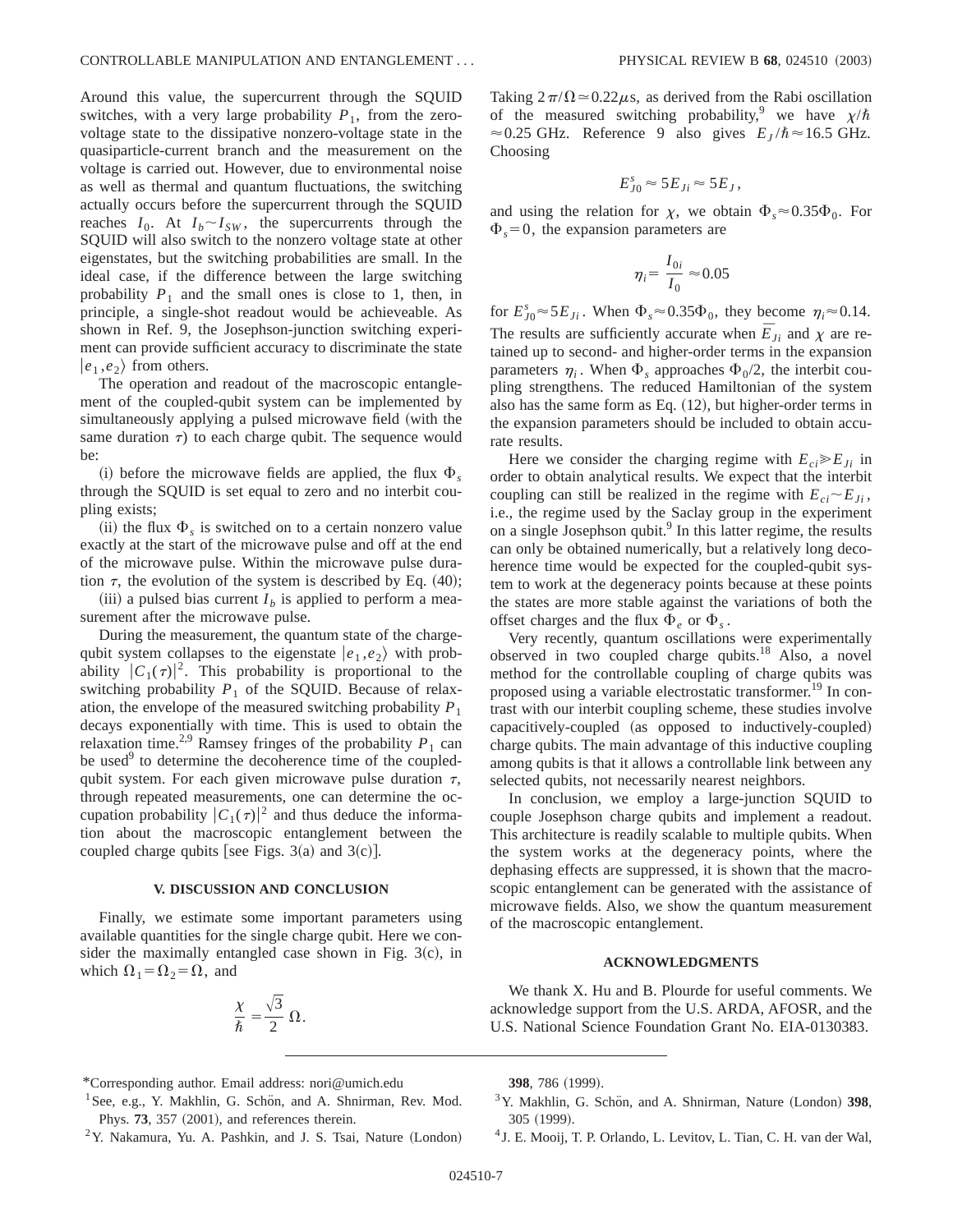Around this value, the supercurrent through the SQUID switches, with a very large probability $P_1$, from the zero-voltage state to the dissipative nonzero-voltage state in the quasiparticle-current branch and the measurement on the voltage is carried out. However, due to environmental noise as well as thermal and quantum fluctuations, the switching actually occurs before the supercurrent through the SQUID reaches $I_0$. At $I_b \sim I_{SW}$, the supercurrents through the SQUID will also switch to the nonzero voltage state at other eigenstates, but the switching probabilities are small. In the ideal case, if the difference between the large switching probability $P_1$ and the small ones is close to 1, then, in principle, a single-shot readout would be achieveable. As shown in Ref. 9, the Josephson-junction switching experiment can provide sufficient accuracy to discriminate the state $|e_1, e_2\rangle$ from others.

The operation and readout of the macroscopic entanglement of the coupled-qubit system can be implemented by simultaneously applying a pulsed microwave field (with the same duration $\tau$) to each charge qubit. The sequence would be:

(i) before the microwave fields are applied, the flux $\Phi_s$ through the SQUID is set equal to zero and no interbit coupling exists;

(ii) the flux $\Phi_s$ is switched on to a certain nonzero value exactly at the start of the microwave pulse and off at the end of the microwave pulse. Within the microwave pulse duration $\tau$, the evolution of the system is described by Eq. (40);

(iii) a pulsed bias current $I_b$ is applied to perform a measurement after the microwave pulse.

During the measurement, the quantum state of the charge-qubit system collapses to the eigenstate $|e_1, e_2\rangle$ with probability $|C_1(\tau)|^2$. This probability is proportional to the switching probability $P_1$ of the SQUID. Because of relaxation, the envelope of the measured switching probability $P_1$ decays exponentially with time. This is used to obtain the relaxation time.[2,9] Ramsey fringes of the probability $P_1$ can be used[9] to determine the decoherence time of the coupled-qubit system. For each given microwave pulse duration $\tau$, through repeated measurements, one can determine the occupation probability $|C_1(\tau)|^2$ and thus deduce the information about the macroscopic entanglement between the coupled charge qubits [see Figs. 3(a) and 3(c)].

## V. DISCUSSION AND CONCLUSION

Finally, we estimate some important parameters using available quantities for the single charge qubit. Here we consider the maximally entangled case shown in Fig. 3(c), in which $\Omega_1 = \Omega_2 = \Omega$, and

$$\frac{\chi}{\hbar} = \frac{\sqrt{3}}{2}\,\Omega.$$

Taking $2\pi/\Omega \simeq 0.22\mu\text{s}$, as derived from the Rabi oscillation of the measured switching probability,[9] we have $\chi/\hbar \approx 0.25$ GHz. Reference 9 also gives $E_J/\hbar \approx 16.5$ GHz. Choosing

$$E^s_{J0} \approx 5E_{Ji} \approx 5E_J,$$

and using the relation for $\chi$, we obtain $\Phi_s \approx 0.35\Phi_0$. For $\Phi_s = 0$, the expansion parameters are

$$\eta_i = \frac{I_{0i}}{I_0} \approx 0.05$$

for $E^s_{J0} \approx 5E_{Ji}$. When $\Phi_s \approx 0.35\Phi_0$, they become $\eta_i \approx 0.14$. The results are sufficiently accurate when $\bar{E}_{Ji}$ and $\chi$ are retained up to second- and higher-order terms in the expansion parameters $\eta_i$. When $\Phi_s$ approaches $\Phi_0/2$, the interbit coupling strengthens. The reduced Hamiltonian of the system also has the same form as Eq. (12), but higher-order terms in the expansion parameters should be included to obtain accurate results.

Here we consider the charging regime with $E_{ci} \gg E_{Ji}$ in order to obtain analytical results. We expect that the interbit coupling can still be realized in the regime with $E_{ci} \sim E_{Ji}$, i.e., the regime used by the Saclay group in the experiment on a single Josephson qubit.[9] In this latter regime, the results can only be obtained numerically, but a relatively long decoherence time would be expected for the coupled-qubit system to work at the degeneracy points because at these points the states are more stable against the variations of both the offset charges and the flux $\Phi_e$ or $\Phi_s$.

Very recently, quantum oscillations were experimentally observed in two coupled charge qubits.[18] Also, a novel method for the controllable coupling of charge qubits was proposed using a variable electrostatic transformer.[19] In contrast with our interbit coupling scheme, these studies involve capacitively-coupled (as opposed to inductively-coupled) charge qubits. The main advantage of this inductive coupling among qubits is that it allows a controllable link between any selected qubits, not necessarily nearest neighbors.

In conclusion, we employ a large-junction SQUID to couple Josephson charge qubits and implement a readout. This architecture is readily scalable to multiple qubits. When the system works at the degeneracy points, where the dephasing effects are suppressed, it is shown that the macroscopic entanglement can be generated with the assistance of microwave fields. Also, we show the quantum measurement of the macroscopic entanglement.

## ACKNOWLEDGMENTS

We thank X. Hu and B. Plourde for useful comments. We acknowledge support from the U.S. ARDA, AFOSR, and the U.S. National Science Foundation Grant No. EIA-0130383.

---

*Corresponding author. Email address: nori@umich.edu

[1] See, e.g., Y. Makhlin, G. Schön, and A. Shnirman, Rev. Mod. Phys. **73**, 357 (2001), and references therein.

[2] Y. Nakamura, Yu. A. Pashkin, and J. S. Tsai, Nature (London) **398**, 786 (1999).

[3] Y. Makhlin, G. Schön, and A. Shnirman, Nature (London) **398**, 305 (1999).

[4] J. E. Mooij, T. P. Orlando, L. Levitov, L. Tian, C. H. van der Wal,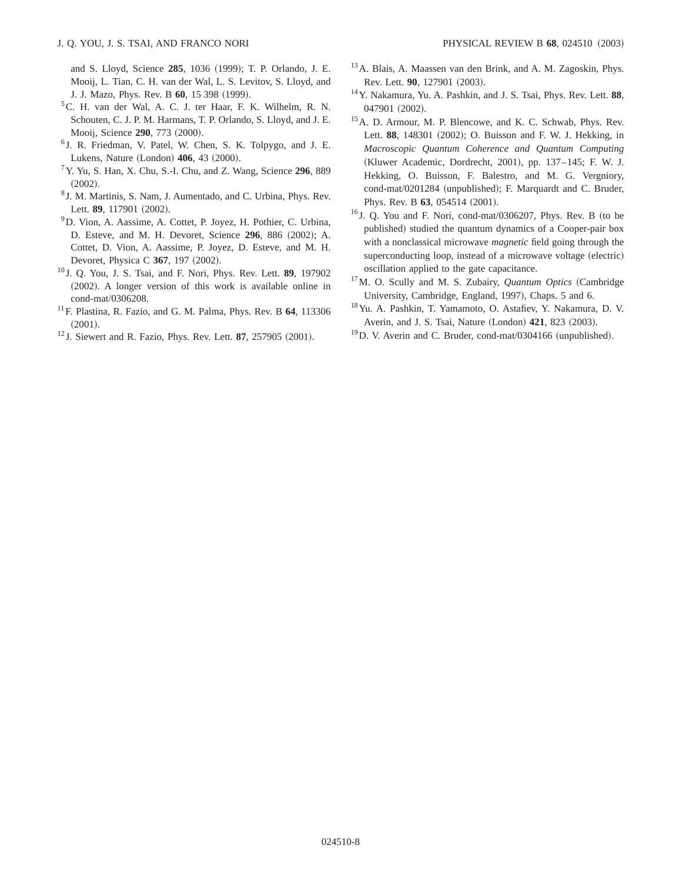and S. Lloyd, Science **285**, 1036 (1999); T. P. Orlando, J. E. Mooij, L. Tian, C. H. van der Wal, L. S. Levitov, S. Lloyd, and J. J. Mazo, Phys. Rev. B **60**, 15 398 (1999).

[5] C. H. van der Wal, A. C. J. ter Haar, F. K. Wilhelm, R. N. Schouten, C. J. P. M. Harmans, T. P. Orlando, S. Lloyd, and J. E. Mooij, Science **290**, 773 (2000).

[6] J. R. Friedman, V. Patel, W. Chen, S. K. Tolpygo, and J. E. Lukens, Nature (London) **406**, 43 (2000).

[7] Y. Yu, S. Han, X. Chu, S.-I. Chu, and Z. Wang, Science **296**, 889 (2002).

[8] J. M. Martinis, S. Nam, J. Aumentado, and C. Urbina, Phys. Rev. Lett. **89**, 117901 (2002).

[9] D. Vion, A. Aassime, A. Cottet, P. Joyez, H. Pothier, C. Urbina, D. Esteve, and M. H. Devoret, Science **296**, 886 (2002); A. Cottet, D. Vion, A. Aassime, P. Joyez, D. Esteve, and M. H. Devoret, Physica C **367**, 197 (2002).

[10] J. Q. You, J. S. Tsai, and F. Nori, Phys. Rev. Lett. **89**, 197902 (2002). A longer version of this work is available online in cond-mat/0306208.

[11] F. Plastina, R. Fazio, and G. M. Palma, Phys. Rev. B **64**, 113306 (2001).

[12] J. Siewert and R. Fazio, Phys. Rev. Lett. **87**, 257905 (2001).

[13] A. Blais, A. Maassen van den Brink, and A. M. Zagoskin, Phys. Rev. Lett. **90**, 127901 (2003).

[14] Y. Nakamura, Yu. A. Pashkin, and J. S. Tsai, Phys. Rev. Lett. **88**, 047901 (2002).

[15] A. D. Armour, M. P. Blencowe, and K. C. Schwab, Phys. Rev. Lett. **88**, 148301 (2002); O. Buisson and F. W. J. Hekking, in *Macroscopic Quantum Coherence and Quantum Computing* (Kluwer Academic, Dordrecht, 2001), pp. 137–145; F. W. J. Hekking, O. Buisson, F. Balestro, and M. G. Vergniory, cond-mat/0201284 (unpublished); F. Marquardt and C. Bruder, Phys. Rev. B **63**, 054514 (2001).

[16] J. Q. You and F. Nori, cond-mat/0306207, Phys. Rev. B (to be published) studied the quantum dynamics of a Cooper-pair box with a nonclassical microwave *magnetic* field going through the superconducting loop, instead of a microwave voltage (electric) oscillation applied to the gate capacitance.

[17] M. O. Scully and M. S. Zubairy, *Quantum Optics* (Cambridge University, Cambridge, England, 1997), Chaps. 5 and 6.

[18] Yu. A. Pashkin, T. Yamamoto, O. Astafiev, Y. Nakamura, D. V. Averin, and J. S. Tsai, Nature (London) **421**, 823 (2003).

[19] D. V. Averin and C. Bruder, cond-mat/0304166 (unpublished).